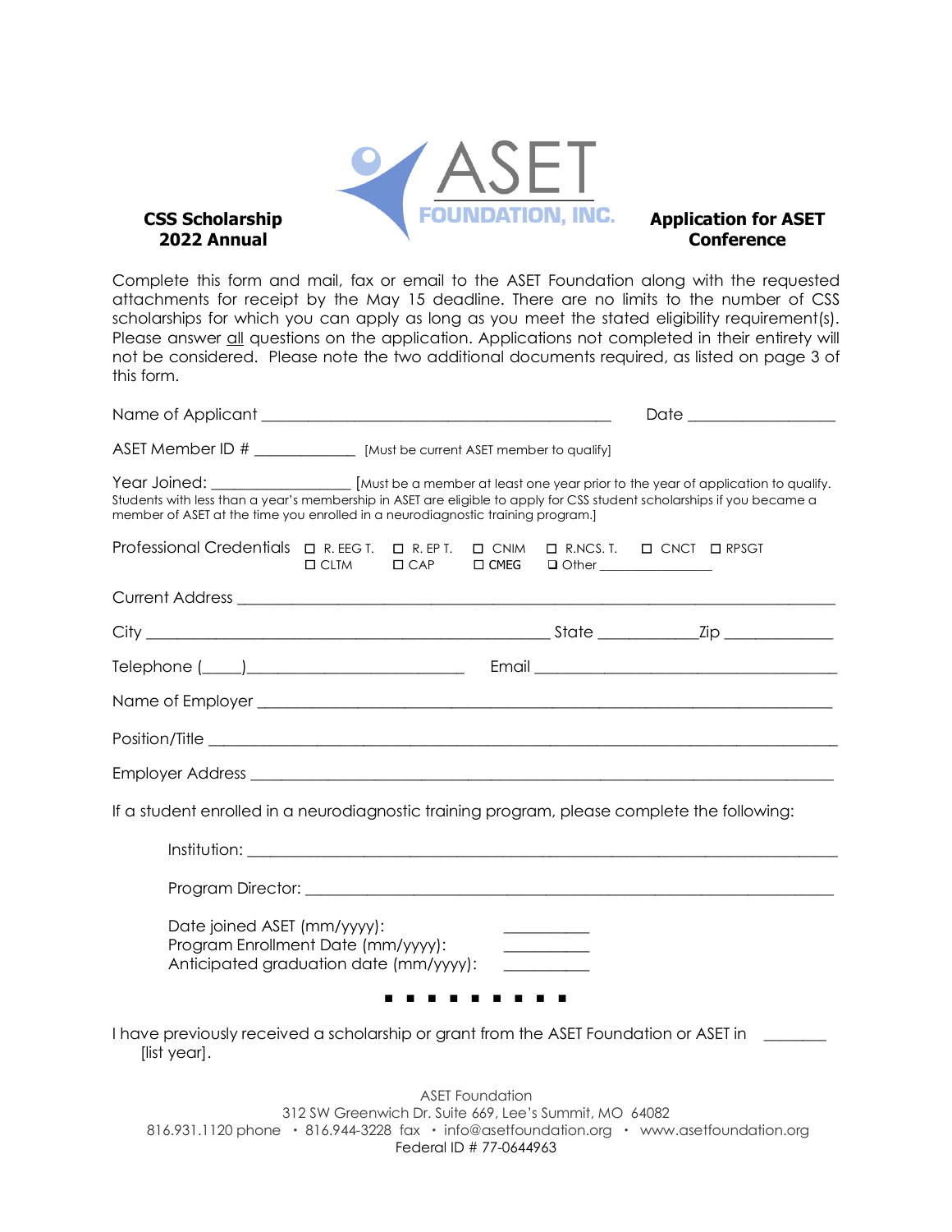**CSS Scholarship**
**2022 Annual**

ASET FOUNDATION, INC.

**Application for ASET Conference**

Complete this form and mail, fax or email to the ASET Foundation along with the requested attachments for receipt by the May 15 deadline. There are no limits to the number of CSS scholarships for which you can apply as long as you meet the stated eligibility requirement(s). Please answer all questions on the application. Applications not completed in their entirety will not be considered. Please note the two additional documents required, as listed on page 3 of this form.

Name of Applicant ________________________________________ Date _________________

ASET Member ID # ____________ [Must be current ASET member to qualify]

Year Joined: ________________ [Must be a member at least one year prior to the year of application to qualify. Students with less than a year's membership in ASET are eligible to apply for CSS student scholarships if you became a member of ASET at the time you enrolled in a neurodiagnostic training program.]

Professional Credentials ☐ R. EEG T. ☐ R. EP T. ☐ CNIM ☐ R.NCS. T. ☐ CNCT ☐ RPSGT ☐ CLTM ☐ CAP ☐ CMEG ☐ Other _______________

Current Address ______________________________________________________________________

City _____________________________________________ State ___________Zip _____________

Telephone (____)________________________ Email ___________________________________

Name of Employer ____________________________________________________________________

Position/Title _________________________________________________________________________

Employer Address ____________________________________________________________________

If a student enrolled in a neurodiagnostic training program, please complete the following:

Institution: _____________________________________________________________________

Program Director: _______________________________________________________________

Date joined ASET (mm/yyyy): __________
Program Enrollment Date (mm/yyyy): __________
Anticipated graduation date (mm/yyyy): __________

■ ■ ■ ■ ■ ■ ■ ■ ■

I have previously received a scholarship or grant from the ASET Foundation or ASET in _______ [list year].

ASET Foundation
312 SW Greenwich Dr. Suite 669, Lee's Summit, MO 64082
816.931.1120 phone • 816.944-3228 fax • info@asetfoundation.org • www.asetfoundation.org
Federal ID # 77-0644963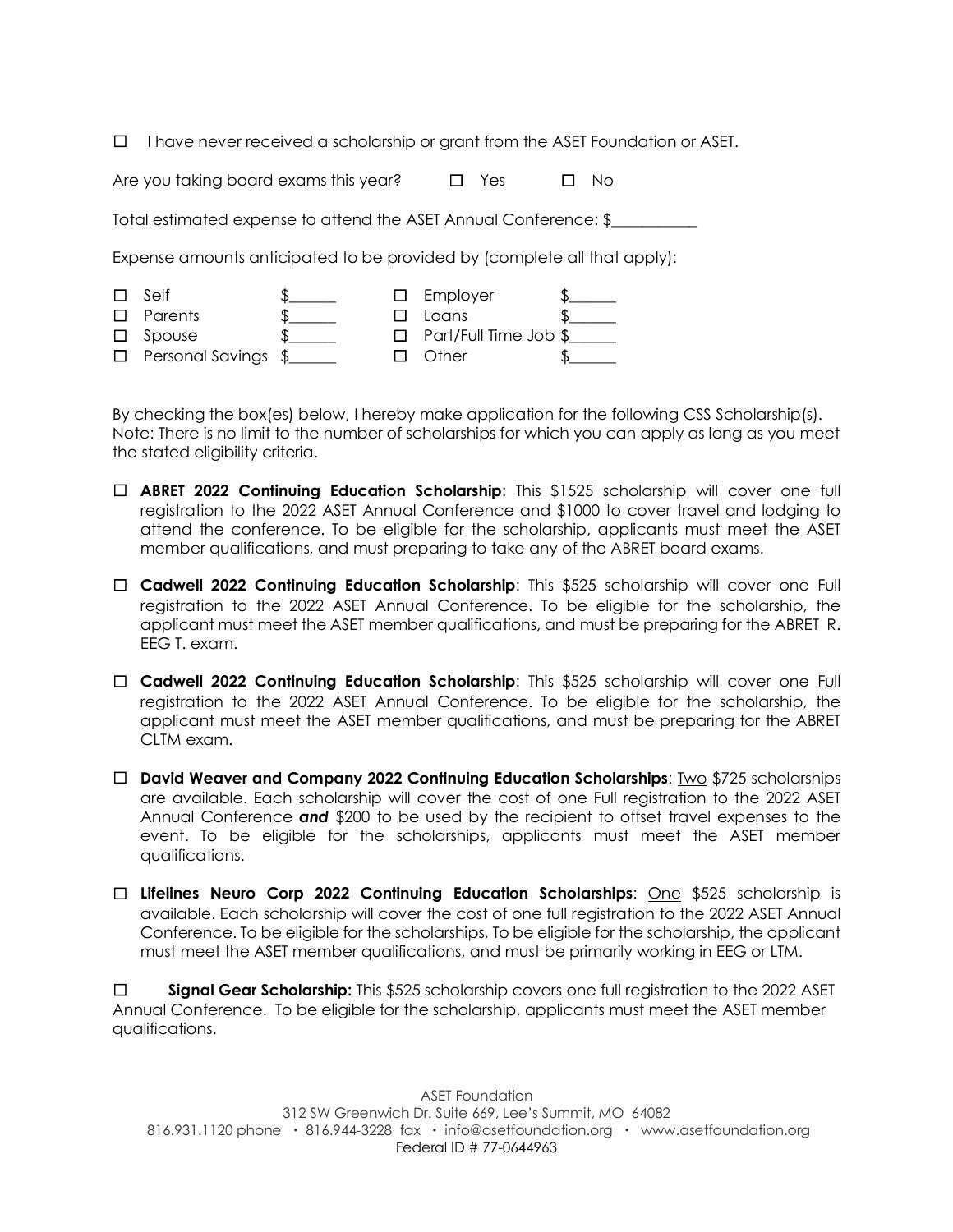☐ I have never received a scholarship or grant from the ASET Foundation or ASET.

Are you taking board exams this year? ☐ Yes ☐ No

Total estimated expense to attend the ASET Annual Conference: $___________

Expense amounts anticipated to be provided by (complete all that apply):

| | | | |
|---|---|---|---|
| ☐ Self | $______ | ☐ Employer | $______ |
| ☐ Parents | $______ | ☐ Loans | $______ |
| ☐ Spouse | $______ | ☐ Part/Full Time Job | $______ |
| ☐ Personal Savings | $______ | ☐ Other | $______ |

By checking the box(es) below, I hereby make application for the following CSS Scholarship(s). Note: There is no limit to the number of scholarships for which you can apply as long as you meet the stated eligibility criteria.

☐ **ABRET 2022 Continuing Education Scholarship**: This $1525 scholarship will cover one full registration to the 2022 ASET Annual Conference and $1000 to cover travel and lodging to attend the conference. To be eligible for the scholarship, applicants must meet the ASET member qualifications, and must preparing to take any of the ABRET board exams.

☐ **Cadwell 2022 Continuing Education Scholarship**: This $525 scholarship will cover one Full registration to the 2022 ASET Annual Conference. To be eligible for the scholarship, the applicant must meet the ASET member qualifications, and must be preparing for the ABRET R. EEG T. exam.

☐ **Cadwell 2022 Continuing Education Scholarship**: This $525 scholarship will cover one Full registration to the 2022 ASET Annual Conference. To be eligible for the scholarship, the applicant must meet the ASET member qualifications, and must be preparing for the ABRET CLTM exam.

☐ **David Weaver and Company 2022 Continuing Education Scholarships**: Two $725 scholarships are available. Each scholarship will cover the cost of one Full registration to the 2022 ASET Annual Conference ***and*** $200 to be used by the recipient to offset travel expenses to the event. To be eligible for the scholarships, applicants must meet the ASET member qualifications.

☐ **Lifelines Neuro Corp 2022 Continuing Education Scholarships**: One $525 scholarship is available. Each scholarship will cover the cost of one full registration to the 2022 ASET Annual Conference. To be eligible for the scholarships, To be eligible for the scholarship, the applicant must meet the ASET member qualifications, and must be primarily working in EEG or LTM.

☐ **Signal Gear Scholarship:** This $525 scholarship covers one full registration to the 2022 ASET Annual Conference. To be eligible for the scholarship, applicants must meet the ASET member qualifications.

ASET Foundation
312 SW Greenwich Dr. Suite 669, Lee's Summit, MO 64082
816.931.1120 phone • 816.944-3228 fax • info@asetfoundation.org • www.asetfoundation.org
Federal ID # 77-0644963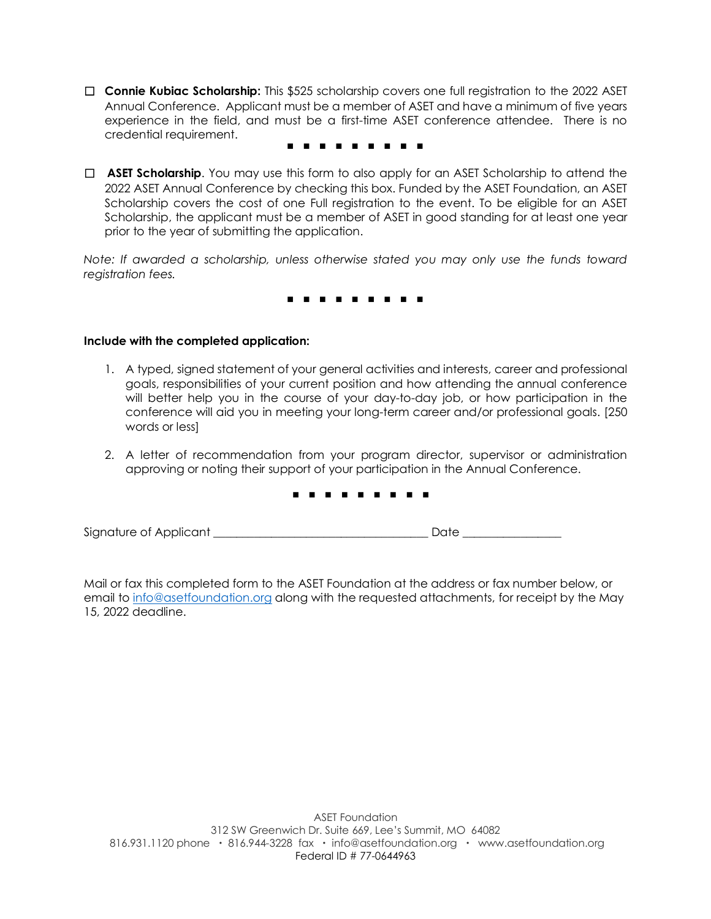☐ **Connie Kubiac Scholarship:** This $525 scholarship covers one full registration to the 2022 ASET Annual Conference. Applicant must be a member of ASET and have a minimum of five years experience in the field, and must be a first-time ASET conference attendee. There is no credential requirement.

■ ■ ■ ■ ■ ■ ■ ■ ■

☐ **ASET Scholarship**. You may use this form to also apply for an ASET Scholarship to attend the 2022 ASET Annual Conference by checking this box. Funded by the ASET Foundation, an ASET Scholarship covers the cost of one Full registration to the event. To be eligible for an ASET Scholarship, the applicant must be a member of ASET in good standing for at least one year prior to the year of submitting the application.

*Note: If awarded a scholarship, unless otherwise stated you may only use the funds toward registration fees.*

■ ■ ■ ■ ■ ■ ■ ■ ■

**Include with the completed application:**

1. A typed, signed statement of your general activities and interests, career and professional goals, responsibilities of your current position and how attending the annual conference will better help you in the course of your day-to-day job, or how participation in the conference will aid you in meeting your long-term career and/or professional goals. [250 words or less]

2. A letter of recommendation from your program director, supervisor or administration approving or noting their support of your participation in the Annual Conference.

■ ■ ■ ■ ■ ■ ■ ■ ■

Signature of Applicant ___________________________________ Date ________________

Mail or fax this completed form to the ASET Foundation at the address or fax number below, or email to info@asetfoundation.org along with the requested attachments, for receipt by the May 15, 2022 deadline.

ASET Foundation
312 SW Greenwich Dr. Suite 669, Lee's Summit, MO 64082
816.931.1120 phone • 816.944-3228 fax • info@asetfoundation.org • www.asetfoundation.org
Federal ID # 77-0644963